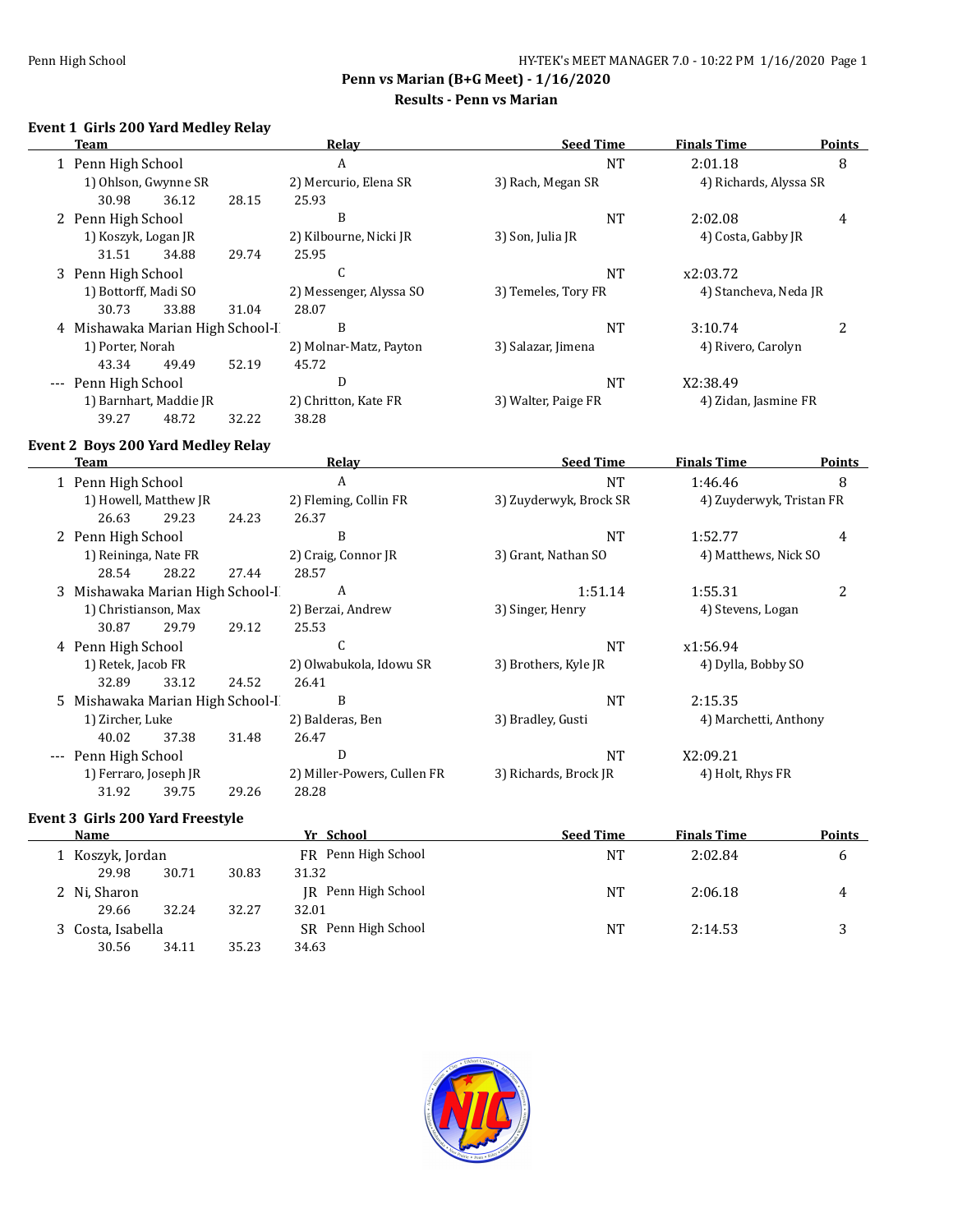## Penn vs Marian (B+G Meet) - 1/16/2020

### Results - Penn vs Marian

#### Event 1 Girls 200 Yard Medley Relay

| | Team | Relay | Seed Time | Finals Time | Points |
|---|---|---|---|---|---|
| 1 | Penn High School | A | NT | 2:01.18 | 8 |
| | 1) Ohlson, Gwynne SR | 2) Mercurio, Elena SR | 3) Rach, Megan SR | 4) Richards, Alyssa SR | |
| | 30.98  36.12  28.15 | 25.93 | | | |
| 2 | Penn High School | B | NT | 2:02.08 | 4 |
| | 1) Koszyk, Logan JR | 2) Kilbourne, Nicki JR | 3) Son, Julia JR | 4) Costa, Gabby JR | |
| | 31.51  34.88  29.74 | 25.95 | | | |
| 3 | Penn High School | C | NT | x2:03.72 | |
| | 1) Bottorff, Madi SO | 2) Messenger, Alyssa SO | 3) Temeles, Tory FR | 4) Stancheva, Neda JR | |
| | 30.73  33.88  31.04 | 28.07 | | | |
| 4 | Mishawaka Marian High School-I | B | NT | 3:10.74 | 2 |
| | 1) Porter, Norah | 2) Molnar-Matz, Payton | 3) Salazar, Jimena | 4) Rivero, Carolyn | |
| | 43.34  49.49  52.19 | 45.72 | | | |
| --- | Penn High School | D | NT | X2:38.49 | |
| | 1) Barnhart, Maddie JR | 2) Chritton, Kate FR | 3) Walter, Paige FR | 4) Zidan, Jasmine FR | |
| | 39.27  48.72  32.22 | 38.28 | | | |

#### Event 2 Boys 200 Yard Medley Relay

| | Team | Relay | Seed Time | Finals Time | Points |
|---|---|---|---|---|---|
| 1 | Penn High School | A | NT | 1:46.46 | 8 |
| | 1) Howell, Matthew JR | 2) Fleming, Collin FR | 3) Zuyderwyk, Brock SR | 4) Zuyderwyk, Tristan FR | |
| | 26.63  29.23  24.23 | 26.37 | | | |
| 2 | Penn High School | B | NT | 1:52.77 | 4 |
| | 1) Reininga, Nate FR | 2) Craig, Connor JR | 3) Grant, Nathan SO | 4) Matthews, Nick SO | |
| | 28.54  28.22  27.44 | 28.57 | | | |
| 3 | Mishawaka Marian High School-I | A | 1:51.14 | 1:55.31 | 2 |
| | 1) Christianson, Max | 2) Berzai, Andrew | 3) Singer, Henry | 4) Stevens, Logan | |
| | 30.87  29.79  29.12 | 25.53 | | | |
| 4 | Penn High School | C | NT | x1:56.94 | |
| | 1) Retek, Jacob FR | 2) Olwabukola, Idowu SR | 3) Brothers, Kyle JR | 4) Dylla, Bobby SO | |
| | 32.89  33.12  24.52 | 26.41 | | | |
| 5 | Mishawaka Marian High School-I | B | NT | 2:15.35 | |
| | 1) Zircher, Luke | 2) Balderas, Ben | 3) Bradley, Gusti | 4) Marchetti, Anthony | |
| | 40.02  37.38  31.48 | 26.47 | | | |
| --- | Penn High School | D | NT | X2:09.21 | |
| | 1) Ferraro, Joseph JR | 2) Miller-Powers, Cullen FR | 3) Richards, Brock JR | 4) Holt, Rhys FR | |
| | 31.92  39.75  29.26 | 28.28 | | | |

#### Event 3 Girls 200 Yard Freestyle

| | Name | Yr | School | Seed Time | Finals Time | Points |
|---|---|---|---|---|---|---|
| 1 | Koszyk, Jordan | FR | Penn High School | NT | 2:02.84 | 6 |
| | 29.98  30.71  30.83  31.32 | | | | | |
| 2 | Ni, Sharon | JR | Penn High School | NT | 2:06.18 | 4 |
| | 29.66  32.24  32.27  32.01 | | | | | |
| 3 | Costa, Isabella | SR | Penn High School | NT | 2:14.53 | 3 |
| | 30.56  34.11  35.23  34.63 | | | | | |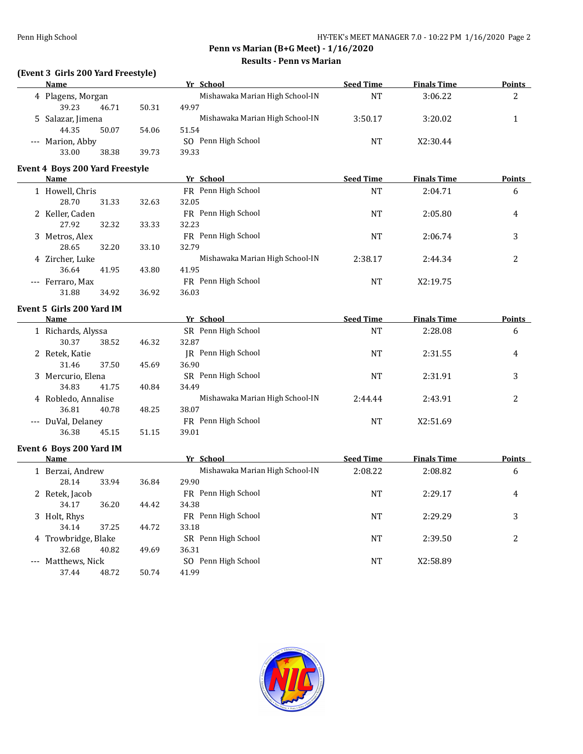**Penn vs Marian (B+G Meet) - 1/16/2020**

**Results - Penn vs Marian**

### (Event 3 Girls 200 Yard Freestyle)

| | Name | Yr | School | Seed Time | Finals Time | Points |
|---|---|---|---|---|---|---|
| 4 | Plagens, Morgan | | Mishawaka Marian High School-IN | NT | 3:06.22 | 2 |
| | 39.23 46.71 50.31 49.97 | | | | | |
| 5 | Salazar, Jimena | | Mishawaka Marian High School-IN | 3:50.17 | 3:20.02 | 1 |
| | 44.35 50.07 54.06 51.54 | | | | | |
| --- | Marion, Abby | SO | Penn High School | NT | X2:30.44 | |
| | 33.00 38.38 39.73 39.33 | | | | | |

### Event 4 Boys 200 Yard Freestyle

| | Name | Yr | School | Seed Time | Finals Time | Points |
|---|---|---|---|---|---|---|
| 1 | Howell, Chris | FR | Penn High School | NT | 2:04.71 | 6 |
| | 28.70 31.33 32.63 32.05 | | | | | |
| 2 | Keller, Caden | FR | Penn High School | NT | 2:05.80 | 4 |
| | 27.92 32.32 33.33 32.23 | | | | | |
| 3 | Metros, Alex | FR | Penn High School | NT | 2:06.74 | 3 |
| | 28.65 32.20 33.10 32.79 | | | | | |
| 4 | Zircher, Luke | | Mishawaka Marian High School-IN | 2:38.17 | 2:44.34 | 2 |
| | 36.64 41.95 43.80 41.95 | | | | | |
| --- | Ferraro, Max | FR | Penn High School | NT | X2:19.75 | |
| | 31.88 34.92 36.92 36.03 | | | | | |

### Event 5 Girls 200 Yard IM

| | Name | Yr | School | Seed Time | Finals Time | Points |
|---|---|---|---|---|---|---|
| 1 | Richards, Alyssa | SR | Penn High School | NT | 2:28.08 | 6 |
| | 30.37 38.52 46.32 32.87 | | | | | |
| 2 | Retek, Katie | JR | Penn High School | NT | 2:31.55 | 4 |
| | 31.46 37.50 45.69 36.90 | | | | | |
| 3 | Mercurio, Elena | SR | Penn High School | NT | 2:31.91 | 3 |
| | 34.83 41.75 40.84 34.49 | | | | | |
| 4 | Robledo, Annalise | | Mishawaka Marian High School-IN | 2:44.44 | 2:43.91 | 2 |
| | 36.81 40.78 48.25 38.07 | | | | | |
| --- | DuVal, Delaney | FR | Penn High School | NT | X2:51.69 | |
| | 36.38 45.15 51.15 39.01 | | | | | |

### Event 6 Boys 200 Yard IM

| | Name | Yr | School | Seed Time | Finals Time | Points |
|---|---|---|---|---|---|---|
| 1 | Berzai, Andrew | | Mishawaka Marian High School-IN | 2:08.22 | 2:08.82 | 6 |
| | 28.14 33.94 36.84 29.90 | | | | | |
| 2 | Retek, Jacob | FR | Penn High School | NT | 2:29.17 | 4 |
| | 34.17 36.20 44.42 34.38 | | | | | |
| 3 | Holt, Rhys | FR | Penn High School | NT | 2:29.29 | 3 |
| | 34.14 37.25 44.72 33.18 | | | | | |
| 4 | Trowbridge, Blake | SR | Penn High School | NT | 2:39.50 | 2 |
| | 32.68 40.82 49.69 36.31 | | | | | |
| --- | Matthews, Nick | SO | Penn High School | NT | X2:58.89 | |
| | 37.44 48.72 50.74 41.99 | | | | | |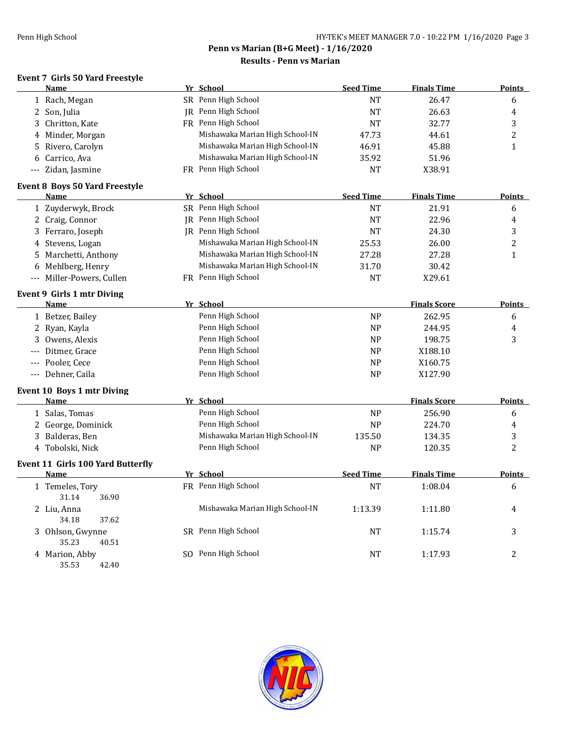**Penn vs Marian (B+G Meet) - 1/16/2020**
**Results - Penn vs Marian**

### Event 7 Girls 50 Yard Freestyle

| | Name | Yr | School | Seed Time | Finals Time | Points |
|---|---|---|---|---|---|---|
| 1 | Rach, Megan | SR | Penn High School | NT | 26.47 | 6 |
| 2 | Son, Julia | JR | Penn High School | NT | 26.63 | 4 |
| 3 | Chritton, Kate | FR | Penn High School | NT | 32.77 | 3 |
| 4 | Minder, Morgan | | Mishawaka Marian High School-IN | 47.73 | 44.61 | 2 |
| 5 | Rivero, Carolyn | | Mishawaka Marian High School-IN | 46.91 | 45.88 | 1 |
| 6 | Carrico, Ava | | Mishawaka Marian High School-IN | 35.92 | 51.96 | |
| --- | Zidan, Jasmine | FR | Penn High School | NT | X38.91 | |

### Event 8 Boys 50 Yard Freestyle

| | Name | Yr | School | Seed Time | Finals Time | Points |
|---|---|---|---|---|---|---|
| 1 | Zuyderwyk, Brock | SR | Penn High School | NT | 21.91 | 6 |
| 2 | Craig, Connor | JR | Penn High School | NT | 22.96 | 4 |
| 3 | Ferraro, Joseph | JR | Penn High School | NT | 24.30 | 3 |
| 4 | Stevens, Logan | | Mishawaka Marian High School-IN | 25.53 | 26.00 | 2 |
| 5 | Marchetti, Anthony | | Mishawaka Marian High School-IN | 27.28 | 27.28 | 1 |
| 6 | Mehlberg, Henry | | Mishawaka Marian High School-IN | 31.70 | 30.42 | |
| --- | Miller-Powers, Cullen | FR | Penn High School | NT | X29.61 | |

### Event 9 Girls 1 mtr Diving

| | Name | Yr | School | | Finals Score | Points |
|---|---|---|---|---|---|---|
| 1 | Betzer, Bailey | | Penn High School | NP | 262.95 | 6 |
| 2 | Ryan, Kayla | | Penn High School | NP | 244.95 | 4 |
| 3 | Owens, Alexis | | Penn High School | NP | 198.75 | 3 |
| --- | Ditmer, Grace | | Penn High School | NP | X188.10 | |
| --- | Pooler, Cece | | Penn High School | NP | X160.75 | |
| --- | Dehner, Caila | | Penn High School | NP | X127.90 | |

### Event 10 Boys 1 mtr Diving

| | Name | Yr | School | | Finals Score | Points |
|---|---|---|---|---|---|---|
| 1 | Salas, Tomas | | Penn High School | NP | 256.90 | 6 |
| 2 | George, Dominick | | Penn High School | NP | 224.70 | 4 |
| 3 | Balderas, Ben | | Mishawaka Marian High School-IN | 135.50 | 134.35 | 3 |
| 4 | Tobolski, Nick | | Penn High School | NP | 120.35 | 2 |

### Event 11 Girls 100 Yard Butterfly

| | Name | Yr | School | Seed Time | Finals Time | Points |
|---|---|---|---|---|---|---|
| 1 | Temeles, Tory | FR | Penn High School | NT | 1:08.04 | 6 |
| | 31.14 36.90 | | | | | |
| 2 | Liu, Anna | | Mishawaka Marian High School-IN | 1:13.39 | 1:11.80 | 4 |
| | 34.18 37.62 | | | | | |
| 3 | Ohlson, Gwynne | SR | Penn High School | NT | 1:15.74 | 3 |
| | 35.23 40.51 | | | | | |
| 4 | Marion, Abby | SO | Penn High School | NT | 1:17.93 | 2 |
| | 35.53 42.40 | | | | | |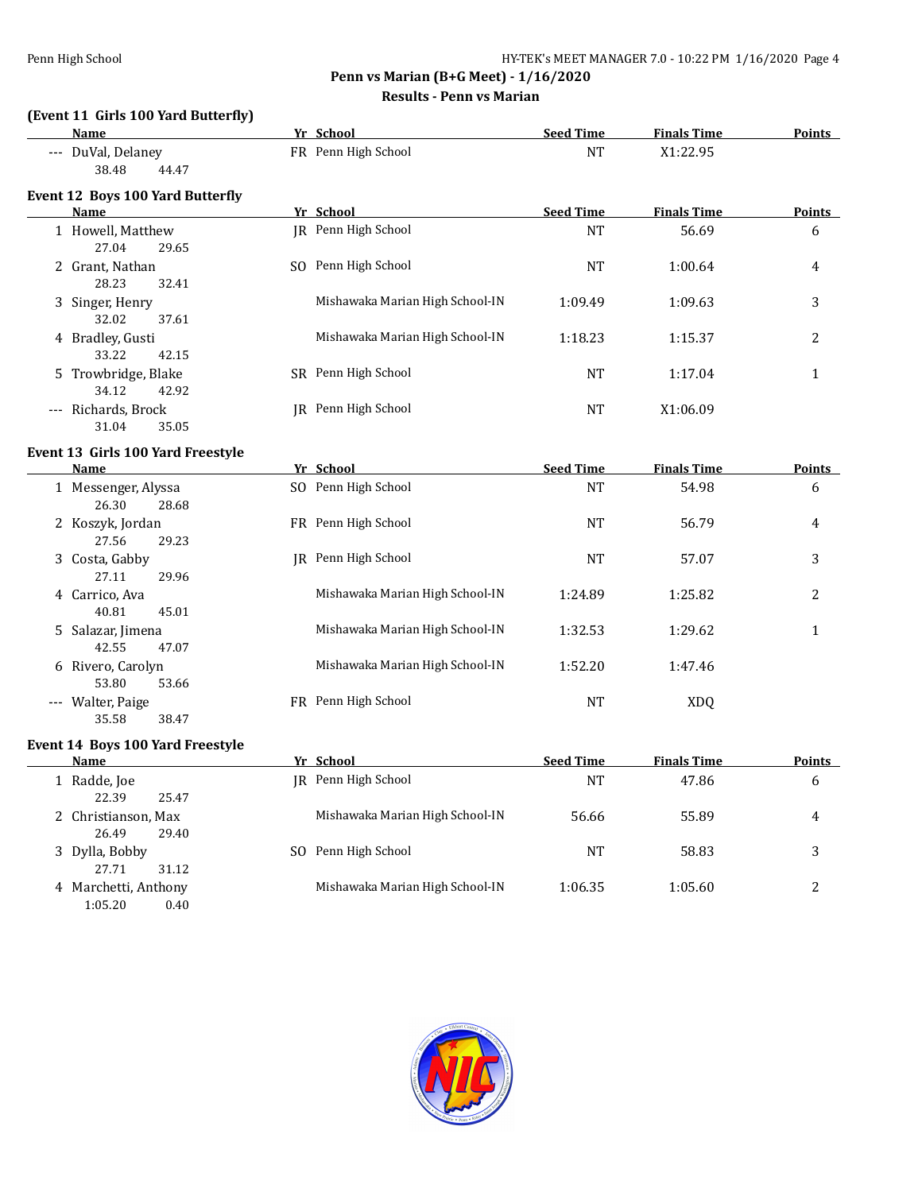**Penn vs Marian (B+G Meet) - 1/16/2020**

**Results - Penn vs Marian**

### (Event 11 Girls 100 Yard Butterfly)

| | Name | Yr | School | Seed Time | Finals Time | Points |
|---|---|---|---|---|---|---|
| --- | DuVal, Delaney | FR | Penn High School | NT | X1:22.95 | |
| | 38.48 44.47 | | | | | |

### Event 12 Boys 100 Yard Butterfly

| | Name | Yr | School | Seed Time | Finals Time | Points |
|---|---|---|---|---|---|---|
| 1 | Howell, Matthew | JR | Penn High School | NT | 56.69 | 6 |
| | 27.04 29.65 | | | | | |
| 2 | Grant, Nathan | SO | Penn High School | NT | 1:00.64 | 4 |
| | 28.23 32.41 | | | | | |
| 3 | Singer, Henry | | Mishawaka Marian High School-IN | 1:09.49 | 1:09.63 | 3 |
| | 32.02 37.61 | | | | | |
| 4 | Bradley, Gusti | | Mishawaka Marian High School-IN | 1:18.23 | 1:15.37 | 2 |
| | 33.22 42.15 | | | | | |
| 5 | Trowbridge, Blake | SR | Penn High School | NT | 1:17.04 | 1 |
| | 34.12 42.92 | | | | | |
| --- | Richards, Brock | JR | Penn High School | NT | X1:06.09 | |
| | 31.04 35.05 | | | | | |

### Event 13 Girls 100 Yard Freestyle

| | Name | Yr | School | Seed Time | Finals Time | Points |
|---|---|---|---|---|---|---|
| 1 | Messenger, Alyssa | SO | Penn High School | NT | 54.98 | 6 |
| | 26.30 28.68 | | | | | |
| 2 | Koszyk, Jordan | FR | Penn High School | NT | 56.79 | 4 |
| | 27.56 29.23 | | | | | |
| 3 | Costa, Gabby | JR | Penn High School | NT | 57.07 | 3 |
| | 27.11 29.96 | | | | | |
| 4 | Carrico, Ava | | Mishawaka Marian High School-IN | 1:24.89 | 1:25.82 | 2 |
| | 40.81 45.01 | | | | | |
| 5 | Salazar, Jimena | | Mishawaka Marian High School-IN | 1:32.53 | 1:29.62 | 1 |
| | 42.55 47.07 | | | | | |
| 6 | Rivero, Carolyn | | Mishawaka Marian High School-IN | 1:52.20 | 1:47.46 | |
| | 53.80 53.66 | | | | | |
| --- | Walter, Paige | FR | Penn High School | NT | XDQ | |
| | 35.58 38.47 | | | | | |

### Event 14 Boys 100 Yard Freestyle

| | Name | Yr | School | Seed Time | Finals Time | Points |
|---|---|---|---|---|---|---|
| 1 | Radde, Joe | JR | Penn High School | NT | 47.86 | 6 |
| | 22.39 25.47 | | | | | |
| 2 | Christianson, Max | | Mishawaka Marian High School-IN | 56.66 | 55.89 | 4 |
| | 26.49 29.40 | | | | | |
| 3 | Dylla, Bobby | SO | Penn High School | NT | 58.83 | 3 |
| | 27.71 31.12 | | | | | |
| 4 | Marchetti, Anthony | | Mishawaka Marian High School-IN | 1:06.35 | 1:05.60 | 2 |
| | 1:05.20 0.40 | | | | | |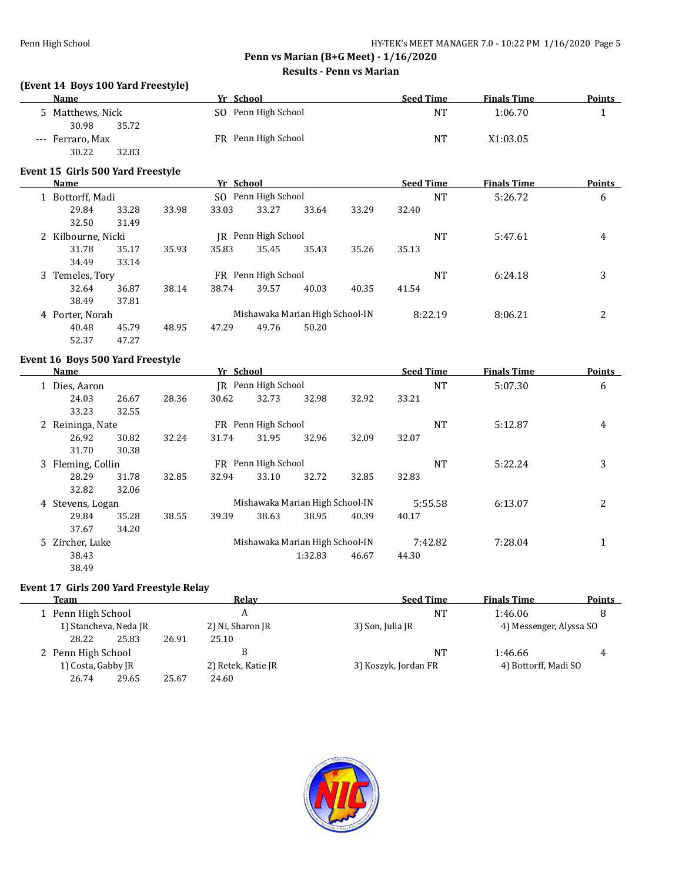**Penn vs Marian (B+G Meet) - 1/16/2020**

**Results - Penn vs Marian**

### (Event 14 Boys 100 Yard Freestyle)

| | Name | Yr | School | Seed Time | Finals Time | Points |
|---|---|---|---|---|---|---|
| 5 | Matthews, Nick | SO | Penn High School | NT | 1:06.70 | 1 |
| | 30.98 35.72 | | | | | |
| --- | Ferraro, Max | FR | Penn High School | NT | X1:03.05 | |
| | 30.22 32.83 | | | | | |

### Event 15 Girls 500 Yard Freestyle

| | Name | Yr | School | Seed Time | Finals Time | Points |
|---|---|---|---|---|---|---|
| 1 | Bottorff, Madi | SO | Penn High School | NT | 5:26.72 | 6 |
| | 29.84 33.28 33.98 33.03 33.27 33.64 33.29 32.40 32.50 31.49 | | | | | |
| 2 | Kilbourne, Nicki | JR | Penn High School | NT | 5:47.61 | 4 |
| | 31.78 35.17 35.93 35.83 35.45 35.43 35.26 35.13 34.49 33.14 | | | | | |
| 3 | Temeles, Tory | FR | Penn High School | NT | 6:24.18 | 3 |
| | 32.64 36.87 38.14 38.74 39.57 40.03 40.35 41.54 38.49 37.81 | | | | | |
| 4 | Porter, Norah | | Mishawaka Marian High School-IN | 8:22.19 | 8:06.21 | 2 |
| | 40.48 45.79 48.95 47.29 49.76 50.20 52.37 47.27 | | | | | |

### Event 16 Boys 500 Yard Freestyle

| | Name | Yr | School | Seed Time | Finals Time | Points |
|---|---|---|---|---|---|---|
| 1 | Dies, Aaron | JR | Penn High School | NT | 5:07.30 | 6 |
| | 24.03 26.67 28.36 30.62 32.73 32.98 32.92 33.21 33.23 32.55 | | | | | |
| 2 | Reininga, Nate | FR | Penn High School | NT | 5:12.87 | 4 |
| | 26.92 30.82 32.24 31.74 31.95 32.96 32.09 32.07 31.70 30.38 | | | | | |
| 3 | Fleming, Collin | FR | Penn High School | NT | 5:22.24 | 3 |
| | 28.29 31.78 32.85 32.94 33.10 32.72 32.85 32.83 32.82 32.06 | | | | | |
| 4 | Stevens, Logan | | Mishawaka Marian High School-IN | 5:55.58 | 6:13.07 | 2 |
| | 29.84 35.28 38.55 39.39 38.63 38.95 40.39 40.17 37.67 34.20 | | | | | |
| 5 | Zircher, Luke | | Mishawaka Marian High School-IN | 7:42.82 | 7:28.04 | 1 |
| | 38.43 1:32.83 46.67 44.30 38.49 | | | | | |

### Event 17 Girls 200 Yard Freestyle Relay

| | Team | Relay | Seed Time | Finals Time | Points |
|---|---|---|---|---|---|
| 1 | Penn High School | A | NT | 1:46.06 | 8 |
| | 1) Stancheva, Neda JR; 2) Ni, Sharon JR; 3) Son, Julia JR; 4) Messenger, Alyssa SO | | | | |
| | 28.22 25.83 26.91 25.10 | | | | |
| 2 | Penn High School | B | NT | 1:46.66 | 4 |
| | 1) Costa, Gabby JR; 2) Retek, Katie JR; 3) Koszyk, Jordan FR; 4) Bottorff, Madi SO | | | | |
| | 26.74 29.65 25.67 24.60 | | | | |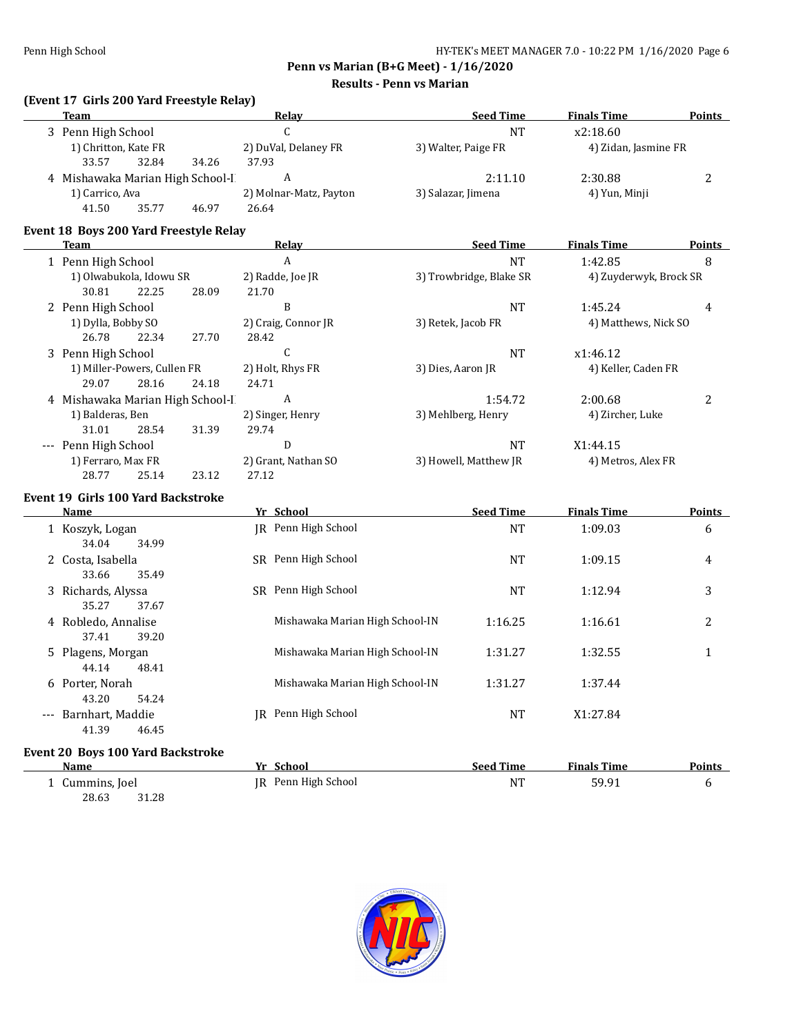## Penn vs Marian (B+G Meet) - 1/16/2020

### Results - Penn vs Marian

### (Event 17 Girls 200 Yard Freestyle Relay)

| | Team | Relay | Seed Time | Finals Time | Points |
|---|---|---|---|---|---|
| 3 | Penn High School | C | NT | x2:18.60 | |
| | 1) Chritton, Kate FR | 2) DuVal, Delaney FR | 3) Walter, Paige FR | 4) Zidan, Jasmine FR | |
| | 33.57 32.84 34.26 | 37.93 | | | |
| 4 | Mishawaka Marian High School-I | A | 2:11.10 | 2:30.88 | 2 |
| | 1) Carrico, Ava | 2) Molnar-Matz, Payton | 3) Salazar, Jimena | 4) Yun, Minji | |
| | 41.50 35.77 46.97 | 26.64 | | | |

### Event 18 Boys 200 Yard Freestyle Relay

| | Team | Relay | Seed Time | Finals Time | Points |
|---|---|---|---|---|---|
| 1 | Penn High School | A | NT | 1:42.85 | 8 |
| | 1) Olwabukola, Idowu SR | 2) Radde, Joe JR | 3) Trowbridge, Blake SR | 4) Zuyderwyk, Brock SR | |
| | 30.81 22.25 28.09 | 21.70 | | | |
| 2 | Penn High School | B | NT | 1:45.24 | 4 |
| | 1) Dylla, Bobby SO | 2) Craig, Connor JR | 3) Retek, Jacob FR | 4) Matthews, Nick SO | |
| | 26.78 22.34 27.70 | 28.42 | | | |
| 3 | Penn High School | C | NT | x1:46.12 | |
| | 1) Miller-Powers, Cullen FR | 2) Holt, Rhys FR | 3) Dies, Aaron JR | 4) Keller, Caden FR | |
| | 29.07 28.16 24.18 | 24.71 | | | |
| 4 | Mishawaka Marian High School-I | A | 1:54.72 | 2:00.68 | 2 |
| | 1) Balderas, Ben | 2) Singer, Henry | 3) Mehlberg, Henry | 4) Zircher, Luke | |
| | 31.01 28.54 31.39 | 29.74 | | | |
| --- | Penn High School | D | NT | X1:44.15 | |
| | 1) Ferraro, Max FR | 2) Grant, Nathan SO | 3) Howell, Matthew JR | 4) Metros, Alex FR | |
| | 28.77 25.14 23.12 | 27.12 | | | |

### Event 19 Girls 100 Yard Backstroke

| | Name | Yr | School | Seed Time | Finals Time | Points |
|---|---|---|---|---|---|---|
| 1 | Koszyk, Logan | JR | Penn High School | NT | 1:09.03 | 6 |
| | 34.04 34.99 | | | | | |
| 2 | Costa, Isabella | SR | Penn High School | NT | 1:09.15 | 4 |
| | 33.66 35.49 | | | | | |
| 3 | Richards, Alyssa | SR | Penn High School | NT | 1:12.94 | 3 |
| | 35.27 37.67 | | | | | |
| 4 | Robledo, Annalise | | Mishawaka Marian High School-IN | 1:16.25 | 1:16.61 | 2 |
| | 37.41 39.20 | | | | | |
| 5 | Plagens, Morgan | | Mishawaka Marian High School-IN | 1:31.27 | 1:32.55 | 1 |
| | 44.14 48.41 | | | | | |
| 6 | Porter, Norah | | Mishawaka Marian High School-IN | 1:31.27 | 1:37.44 | |
| | 43.20 54.24 | | | | | |
| --- | Barnhart, Maddie | JR | Penn High School | NT | X1:27.84 | |
| | 41.39 46.45 | | | | | |

### Event 20 Boys 100 Yard Backstroke

| | Name | Yr | School | Seed Time | Finals Time | Points |
|---|---|---|---|---|---|---|
| 1 | Cummins, Joel | JR | Penn High School | NT | 59.91 | 6 |
| | 28.63 31.28 | | | | | |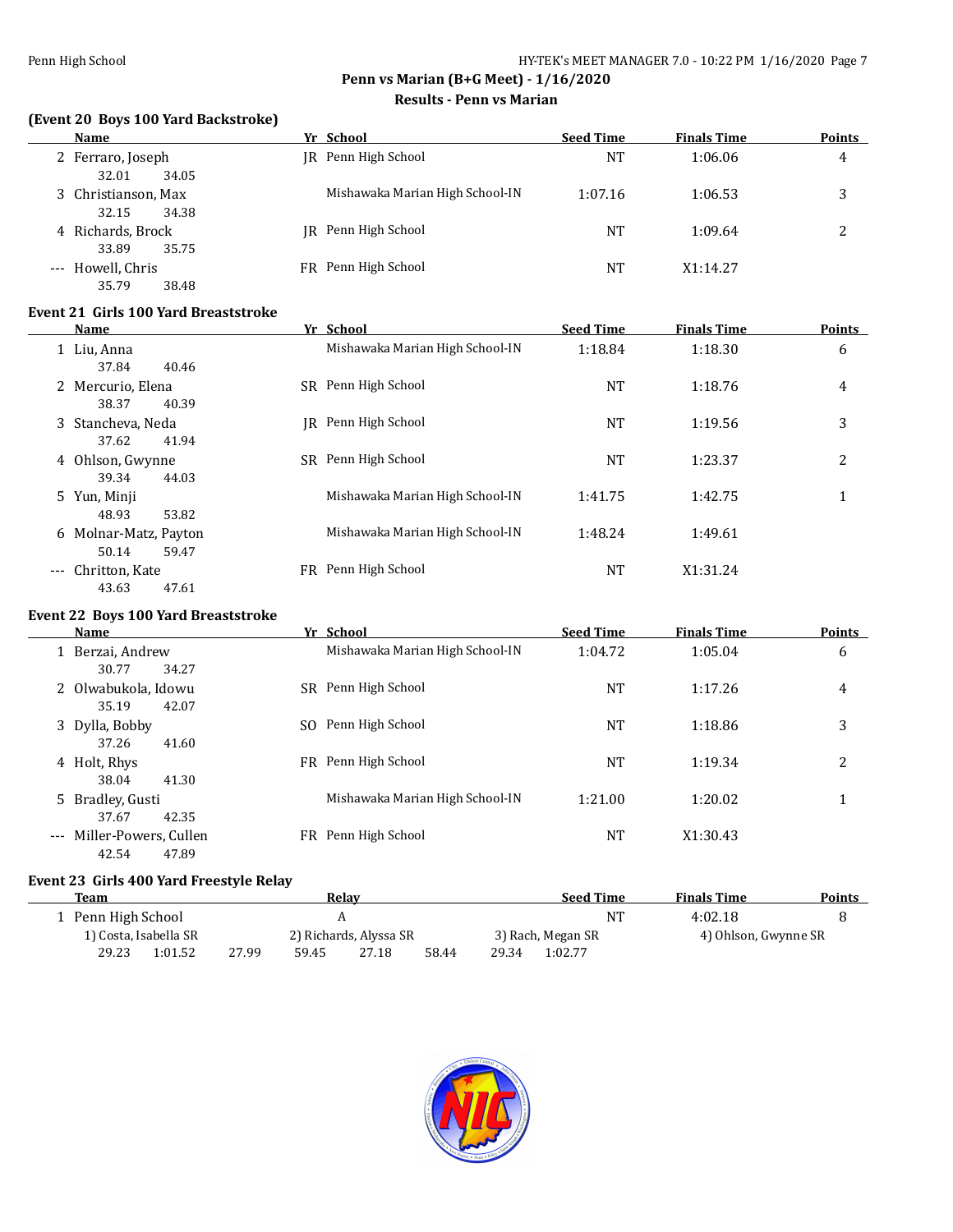## Penn vs Marian (B+G Meet) - 1/16/2020

### Results - Penn vs Marian

#### (Event 20 Boys 100 Yard Backstroke)

| | Name | Yr | School | Seed Time | Finals Time | Points |
|---|---|---|---|---|---|---|
| 2 | Ferraro, Joseph | JR | Penn High School | NT | 1:06.06 | 4 |
| | 32.01 34.05 | | | | | |
| 3 | Christianson, Max | | Mishawaka Marian High School-IN | 1:07.16 | 1:06.53 | 3 |
| | 32.15 34.38 | | | | | |
| 4 | Richards, Brock | JR | Penn High School | NT | 1:09.64 | 2 |
| | 33.89 35.75 | | | | | |
| --- | Howell, Chris | FR | Penn High School | NT | X1:14.27 | |
| | 35.79 38.48 | | | | | |

#### Event 21 Girls 100 Yard Breaststroke

| | Name | Yr | School | Seed Time | Finals Time | Points |
|---|---|---|---|---|---|---|
| 1 | Liu, Anna | | Mishawaka Marian High School-IN | 1:18.84 | 1:18.30 | 6 |
| | 37.84 40.46 | | | | | |
| 2 | Mercurio, Elena | SR | Penn High School | NT | 1:18.76 | 4 |
| | 38.37 40.39 | | | | | |
| 3 | Stancheva, Neda | JR | Penn High School | NT | 1:19.56 | 3 |
| | 37.62 41.94 | | | | | |
| 4 | Ohlson, Gwynne | SR | Penn High School | NT | 1:23.37 | 2 |
| | 39.34 44.03 | | | | | |
| 5 | Yun, Minji | | Mishawaka Marian High School-IN | 1:41.75 | 1:42.75 | 1 |
| | 48.93 53.82 | | | | | |
| 6 | Molnar-Matz, Payton | | Mishawaka Marian High School-IN | 1:48.24 | 1:49.61 | |
| | 50.14 59.47 | | | | | |
| --- | Chritton, Kate | FR | Penn High School | NT | X1:31.24 | |
| | 43.63 47.61 | | | | | |

#### Event 22 Boys 100 Yard Breaststroke

| | Name | Yr | School | Seed Time | Finals Time | Points |
|---|---|---|---|---|---|---|
| 1 | Berzai, Andrew | | Mishawaka Marian High School-IN | 1:04.72 | 1:05.04 | 6 |
| | 30.77 34.27 | | | | | |
| 2 | Olwabukola, Idowu | SR | Penn High School | NT | 1:17.26 | 4 |
| | 35.19 42.07 | | | | | |
| 3 | Dylla, Bobby | SO | Penn High School | NT | 1:18.86 | 3 |
| | 37.26 41.60 | | | | | |
| 4 | Holt, Rhys | FR | Penn High School | NT | 1:19.34 | 2 |
| | 38.04 41.30 | | | | | |
| 5 | Bradley, Gusti | | Mishawaka Marian High School-IN | 1:21.00 | 1:20.02 | 1 |
| | 37.67 42.35 | | | | | |
| --- | Miller-Powers, Cullen | FR | Penn High School | NT | X1:30.43 | |
| | 42.54 47.89 | | | | | |

#### Event 23 Girls 400 Yard Freestyle Relay

| | Team | Relay | Seed Time | Finals Time | Points |
|---|---|---|---|---|---|
| 1 | Penn High School | A | NT | 4:02.18 | 8 |

1) Costa, Isabella SR — 2) Richards, Alyssa SR — 3) Rach, Megan SR — 4) Ohlson, Gwynne SR

29.23 1:01.52 27.99 59.45 27.18 58.44 29.34 1:02.77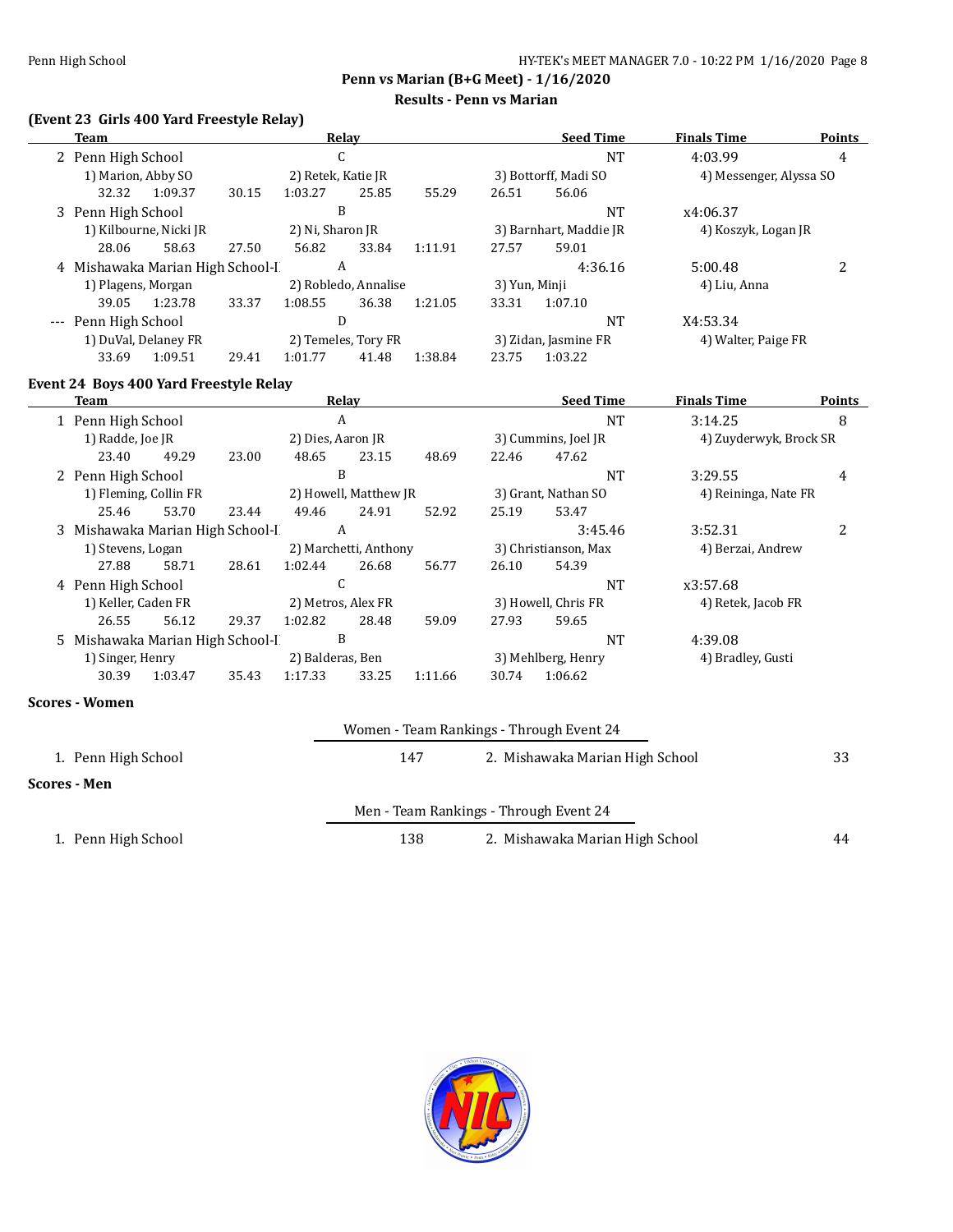## Penn vs Marian (B+G Meet) - 1/16/2020

### Results - Penn vs Marian

### (Event 23 Girls 400 Yard Freestyle Relay)

| | Team | Relay | Seed Time | Finals Time | Points |
|---|---|---|---|---|---|
| 2 | Penn High School | C | NT | 4:03.99 | 4 |
| | 1) Marion, Abby SO | 2) Retek, Katie JR | 3) Bottorff, Madi SO | 4) Messenger, Alyssa SO | |
| | 32.32 1:09.37 | 30.15 1:03.27 | 25.85 55.29 | 26.51 56.06 | |
| 3 | Penn High School | B | NT | x4:06.37 | |
| | 1) Kilbourne, Nicki JR | 2) Ni, Sharon JR | 3) Barnhart, Maddie JR | 4) Koszyk, Logan JR | |
| | 28.06 58.63 | 27.50 56.82 | 33.84 1:11.91 | 27.57 59.01 | |
| 4 | Mishawaka Marian High School-I | A | 4:36.16 | 5:00.48 | 2 |
| | 1) Plagens, Morgan | 2) Robledo, Annalise | 3) Yun, Minji | 4) Liu, Anna | |
| | 39.05 1:23.78 | 33.37 1:08.55 | 36.38 1:21.05 | 33.31 1:07.10 | |
| --- | Penn High School | D | NT | X4:53.34 | |
| | 1) DuVal, Delaney FR | 2) Temeles, Tory FR | 3) Zidan, Jasmine FR | 4) Walter, Paige FR | |
| | 33.69 1:09.51 | 29.41 1:01.77 | 41.48 1:38.84 | 23.75 1:03.22 | |

### Event 24 Boys 400 Yard Freestyle Relay

| | Team | Relay | Seed Time | Finals Time | Points |
|---|---|---|---|---|---|
| 1 | Penn High School | A | NT | 3:14.25 | 8 |
| | 1) Radde, Joe JR | 2) Dies, Aaron JR | 3) Cummins, Joel JR | 4) Zuyderwyk, Brock SR | |
| | 23.40 49.29 | 23.00 48.65 | 23.15 48.69 | 22.46 47.62 | |
| 2 | Penn High School | B | NT | 3:29.55 | 4 |
| | 1) Fleming, Collin FR | 2) Howell, Matthew JR | 3) Grant, Nathan SO | 4) Reininga, Nate FR | |
| | 25.46 53.70 | 23.44 49.46 | 24.91 52.92 | 25.19 53.47 | |
| 3 | Mishawaka Marian High School-I | A | 3:45.46 | 3:52.31 | 2 |
| | 1) Stevens, Logan | 2) Marchetti, Anthony | 3) Christianson, Max | 4) Berzai, Andrew | |
| | 27.88 58.71 | 28.61 1:02.44 | 26.68 56.77 | 26.10 54.39 | |
| 4 | Penn High School | C | NT | x3:57.68 | |
| | 1) Keller, Caden FR | 2) Metros, Alex FR | 3) Howell, Chris FR | 4) Retek, Jacob FR | |
| | 26.55 56.12 | 29.37 1:02.82 | 28.48 59.09 | 27.93 59.65 | |
| 5 | Mishawaka Marian High School-I | B | NT | 4:39.08 | |
| | 1) Singer, Henry | 2) Balderas, Ben | 3) Mehlberg, Henry | 4) Bradley, Gusti | |
| | 30.39 1:03.47 | 35.43 1:17.33 | 33.25 1:11.66 | 30.74 1:06.62 | |

### Scores - Women

Women - Team Rankings - Through Event 24

1. Penn High School 147
2. Mishawaka Marian High School 33

### Scores - Men

Men - Team Rankings - Through Event 24

1. Penn High School 138
2. Mishawaka Marian High School 44